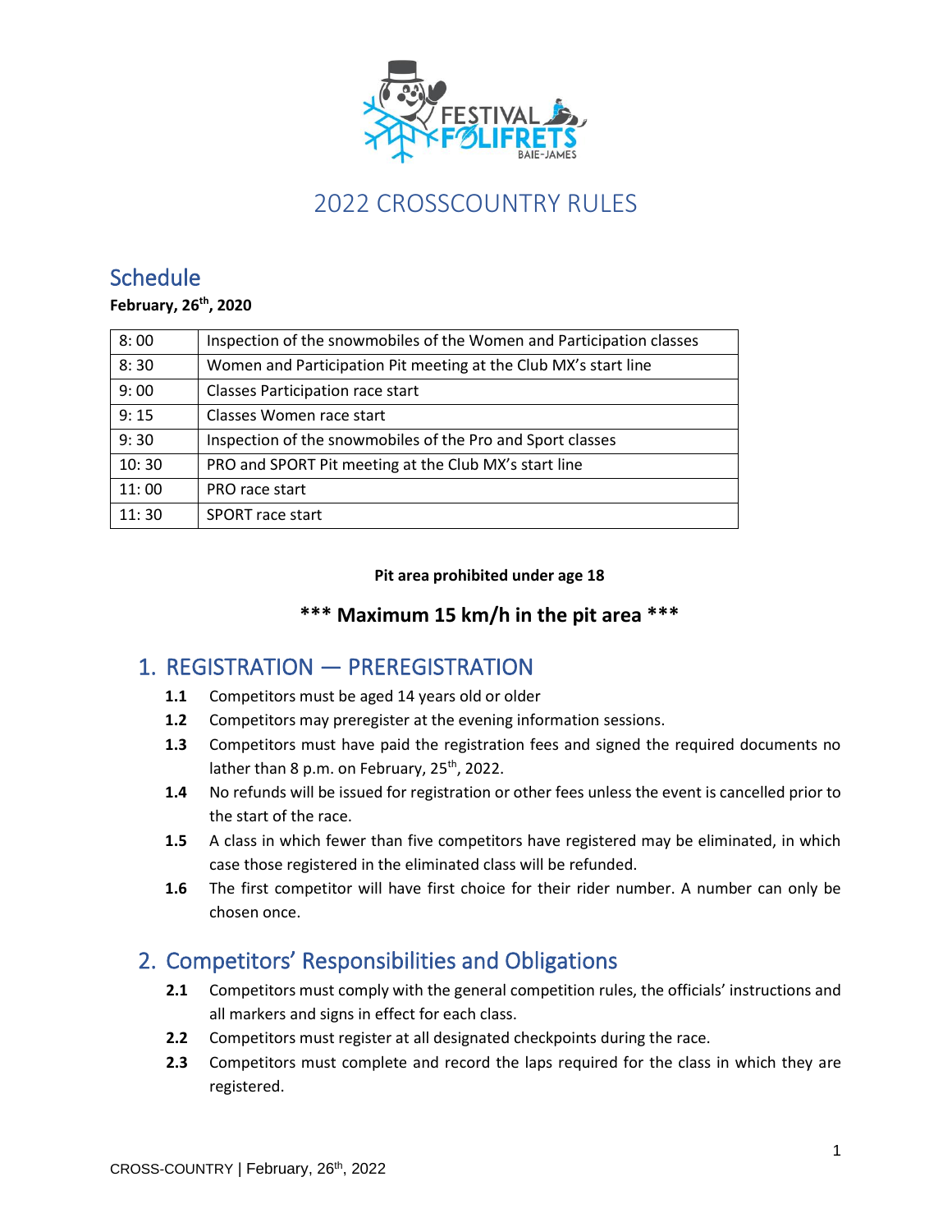# 2022 CROSSCOUNTRY RULES

## Schedule

**February, 26th, 2020**

| 8: 00 | Inspection of the snowmobiles of the Women and Participation classes |
|---|---|
| 8: 30 | Women and Participation Pit meeting at the Club MX's start line |
| 9: 00 | Classes Participation race start |
| 9: 15 | Classes Women race start |
| 9: 30 | Inspection of the snowmobiles of the Pro and Sport classes |
| 10: 30 | PRO and SPORT Pit meeting at the Club MX's start line |
| 11: 00 | PRO race start |
| 11: 30 | SPORT race start |

**Pit area prohibited under age 18**

**\*\*\* Maximum 15 km/h in the pit area \*\*\***

## 1. REGISTRATION — PREREGISTRATION

**1.1** Competitors must be aged 14 years old or older

**1.2** Competitors may preregister at the evening information sessions.

**1.3** Competitors must have paid the registration fees and signed the required documents no lather than 8 p.m. on February, 25th, 2022.

**1.4** No refunds will be issued for registration or other fees unless the event is cancelled prior to the start of the race.

**1.5** A class in which fewer than five competitors have registered may be eliminated, in which case those registered in the eliminated class will be refunded.

**1.6** The first competitor will have first choice for their rider number. A number can only be chosen once.

## 2. Competitors' Responsibilities and Obligations

**2.1** Competitors must comply with the general competition rules, the officials' instructions and all markers and signs in effect for each class.

**2.2** Competitors must register at all designated checkpoints during the race.

**2.3** Competitors must complete and record the laps required for the class in which they are registered.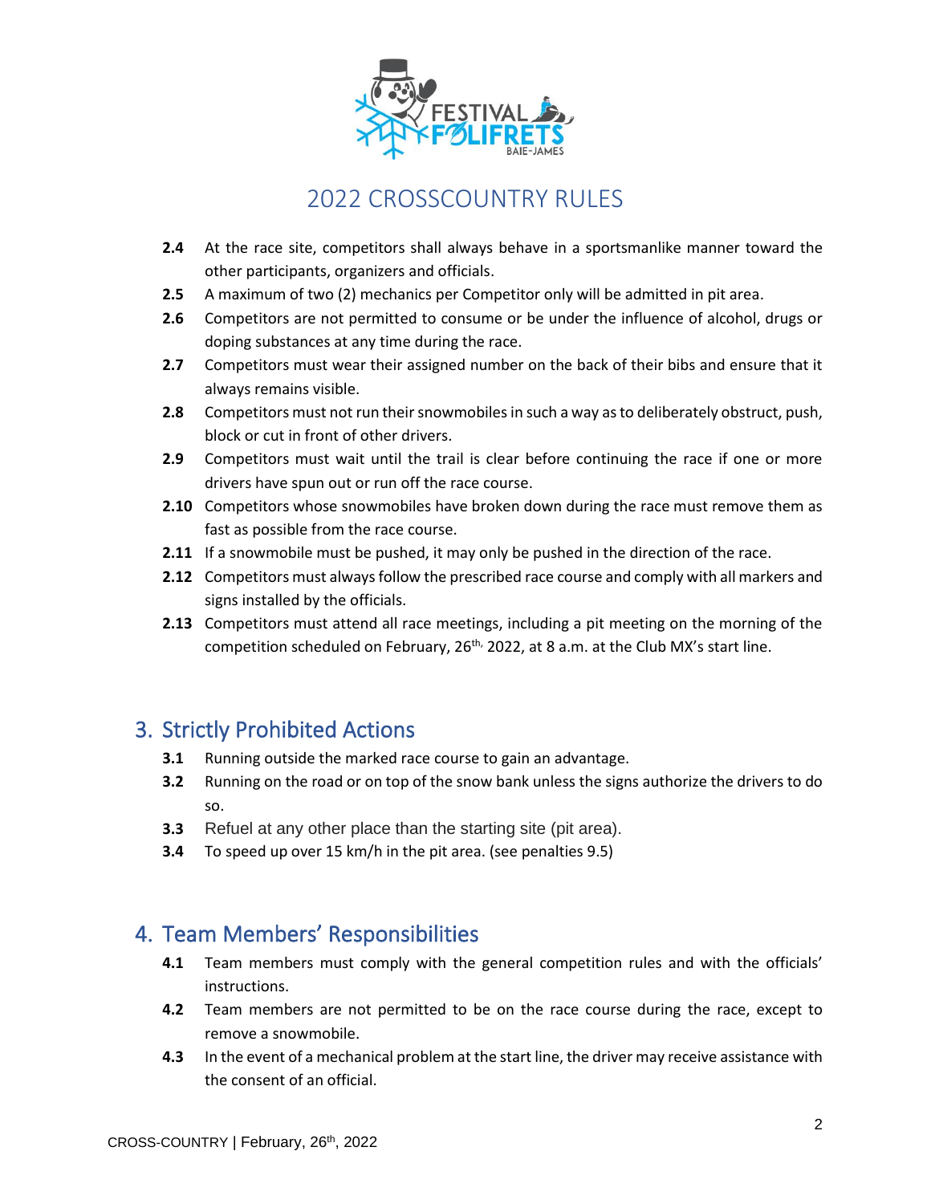# 2022 CROSSCOUNTRY RULES

**2.4** At the race site, competitors shall always behave in a sportsmanlike manner toward the other participants, organizers and officials.

**2.5** A maximum of two (2) mechanics per Competitor only will be admitted in pit area.

**2.6** Competitors are not permitted to consume or be under the influence of alcohol, drugs or doping substances at any time during the race.

**2.7** Competitors must wear their assigned number on the back of their bibs and ensure that it always remains visible.

**2.8** Competitors must not run their snowmobiles in such a way as to deliberately obstruct, push, block or cut in front of other drivers.

**2.9** Competitors must wait until the trail is clear before continuing the race if one or more drivers have spun out or run off the race course.

**2.10** Competitors whose snowmobiles have broken down during the race must remove them as fast as possible from the race course.

**2.11** If a snowmobile must be pushed, it may only be pushed in the direction of the race.

**2.12** Competitors must always follow the prescribed race course and comply with all markers and signs installed by the officials.

**2.13** Competitors must attend all race meetings, including a pit meeting on the morning of the competition scheduled on February, 26th, 2022, at 8 a.m. at the Club MX's start line.

## 3. Strictly Prohibited Actions

**3.1** Running outside the marked race course to gain an advantage.

**3.2** Running on the road or on top of the snow bank unless the signs authorize the drivers to do so.

**3.3** Refuel at any other place than the starting site (pit area).

**3.4** To speed up over 15 km/h in the pit area. (see penalties 9.5)

## 4. Team Members' Responsibilities

**4.1** Team members must comply with the general competition rules and with the officials' instructions.

**4.2** Team members are not permitted to be on the race course during the race, except to remove a snowmobile.

**4.3** In the event of a mechanical problem at the start line, the driver may receive assistance with the consent of an official.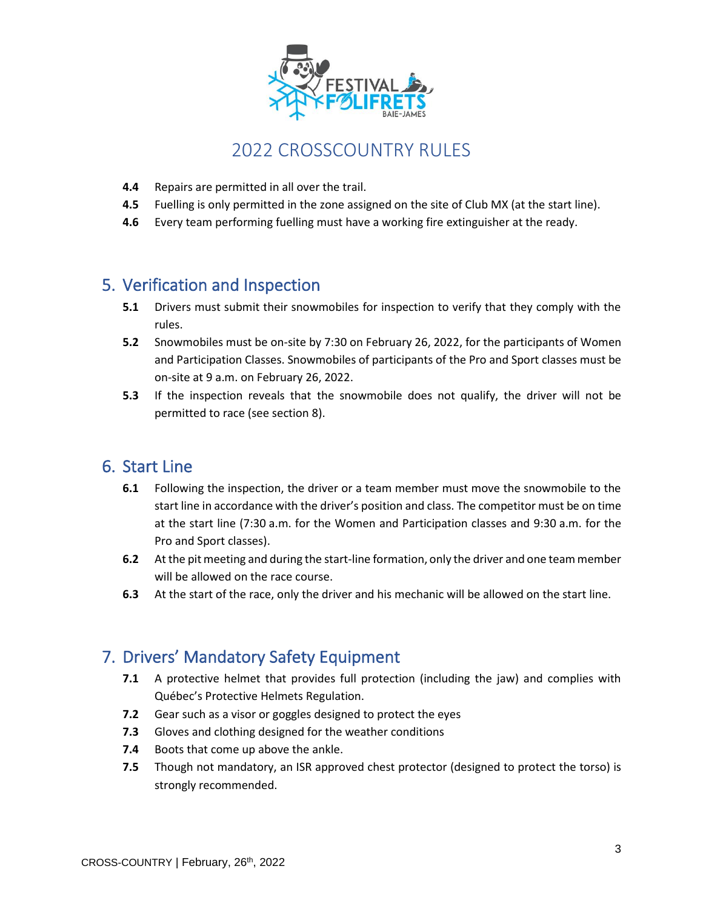# 2022 CROSSCOUNTRY RULES

**4.4** Repairs are permitted in all over the trail.

**4.5** Fuelling is only permitted in the zone assigned on the site of Club MX (at the start line).

**4.6** Every team performing fuelling must have a working fire extinguisher at the ready.

## 5. Verification and Inspection

**5.1** Drivers must submit their snowmobiles for inspection to verify that they comply with the rules.

**5.2** Snowmobiles must be on-site by 7:30 on February 26, 2022, for the participants of Women and Participation Classes. Snowmobiles of participants of the Pro and Sport classes must be on-site at 9 a.m. on February 26, 2022.

**5.3** If the inspection reveals that the snowmobile does not qualify, the driver will not be permitted to race (see section 8).

## 6. Start Line

**6.1** Following the inspection, the driver or a team member must move the snowmobile to the start line in accordance with the driver's position and class. The competitor must be on time at the start line (7:30 a.m. for the Women and Participation classes and 9:30 a.m. for the Pro and Sport classes).

**6.2** At the pit meeting and during the start-line formation, only the driver and one team member will be allowed on the race course.

**6.3** At the start of the race, only the driver and his mechanic will be allowed on the start line.

## 7. Drivers' Mandatory Safety Equipment

**7.1** A protective helmet that provides full protection (including the jaw) and complies with Québec's Protective Helmets Regulation.

**7.2** Gear such as a visor or goggles designed to protect the eyes

**7.3** Gloves and clothing designed for the weather conditions

**7.4** Boots that come up above the ankle.

**7.5** Though not mandatory, an ISR approved chest protector (designed to protect the torso) is strongly recommended.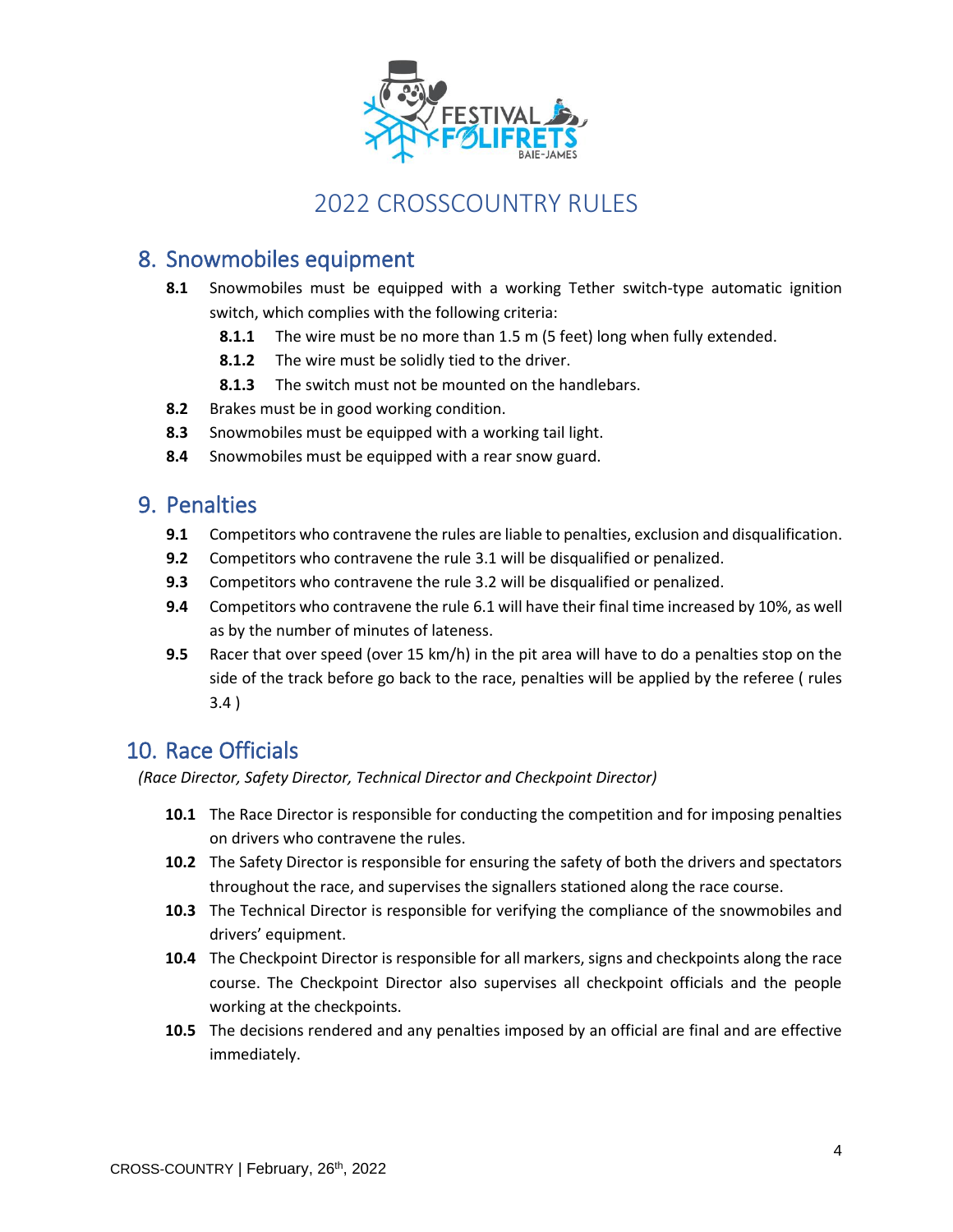# 2022 CROSSCOUNTRY RULES

## 8. Snowmobiles equipment

**8.1** Snowmobiles must be equipped with a working Tether switch-type automatic ignition switch, which complies with the following criteria:

- **8.1.1** The wire must be no more than 1.5 m (5 feet) long when fully extended.
- **8.1.2** The wire must be solidly tied to the driver.
- **8.1.3** The switch must not be mounted on the handlebars.

**8.2** Brakes must be in good working condition.

**8.3** Snowmobiles must be equipped with a working tail light.

**8.4** Snowmobiles must be equipped with a rear snow guard.

## 9. Penalties

**9.1** Competitors who contravene the rules are liable to penalties, exclusion and disqualification.

**9.2** Competitors who contravene the rule 3.1 will be disqualified or penalized.

**9.3** Competitors who contravene the rule 3.2 will be disqualified or penalized.

**9.4** Competitors who contravene the rule 6.1 will have their final time increased by 10%, as well as by the number of minutes of lateness.

**9.5** Racer that over speed (over 15 km/h) in the pit area will have to do a penalties stop on the side of the track before go back to the race, penalties will be applied by the referee ( rules 3.4 )

## 10. Race Officials

*(Race Director, Safety Director, Technical Director and Checkpoint Director)*

**10.1** The Race Director is responsible for conducting the competition and for imposing penalties on drivers who contravene the rules.

**10.2** The Safety Director is responsible for ensuring the safety of both the drivers and spectators throughout the race, and supervises the signallers stationed along the race course.

**10.3** The Technical Director is responsible for verifying the compliance of the snowmobiles and drivers' equipment.

**10.4** The Checkpoint Director is responsible for all markers, signs and checkpoints along the race course. The Checkpoint Director also supervises all checkpoint officials and the people working at the checkpoints.

**10.5** The decisions rendered and any penalties imposed by an official are final and are effective immediately.